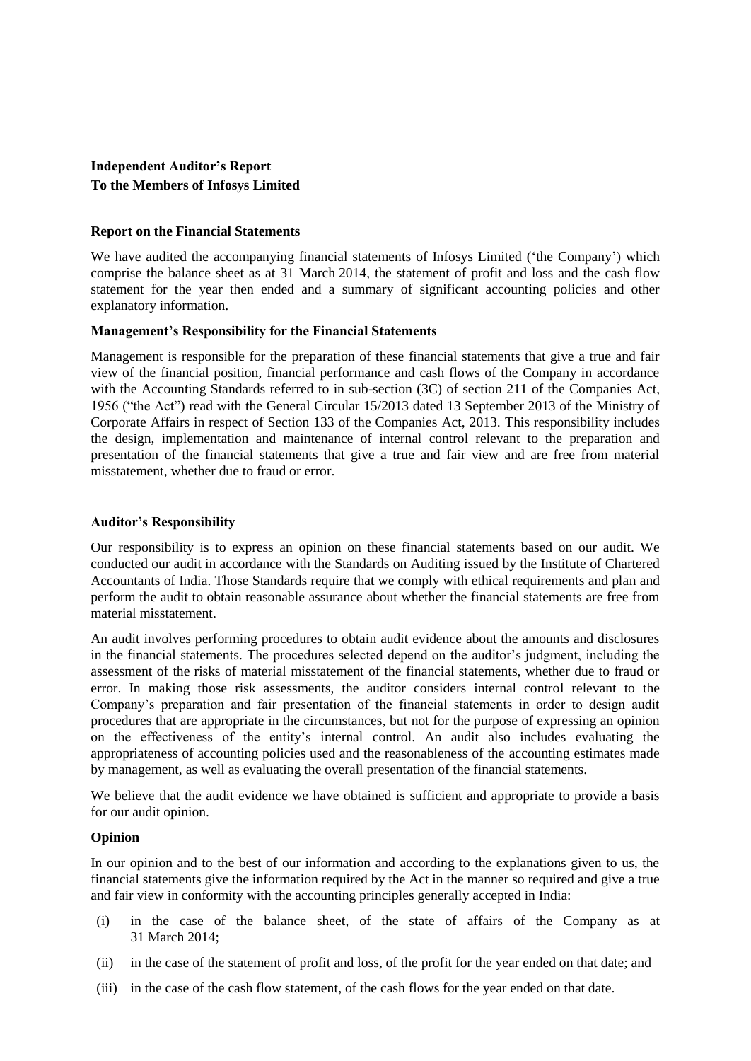**Independent Auditor's Report**
**To the Members of Infosys Limited**

**Report on the Financial Statements**

We have audited the accompanying financial statements of Infosys Limited ('the Company') which comprise the balance sheet as at 31 March 2014, the statement of profit and loss and the cash flow statement for the year then ended and a summary of significant accounting policies and other explanatory information.

**Management's Responsibility for the Financial Statements**

Management is responsible for the preparation of these financial statements that give a true and fair view of the financial position, financial performance and cash flows of the Company in accordance with the Accounting Standards referred to in sub-section (3C) of section 211 of the Companies Act, 1956 ("the Act") read with the General Circular 15/2013 dated 13 September 2013 of the Ministry of Corporate Affairs in respect of Section 133 of the Companies Act, 2013. This responsibility includes the design, implementation and maintenance of internal control relevant to the preparation and presentation of the financial statements that give a true and fair view and are free from material misstatement, whether due to fraud or error.

**Auditor's Responsibility**

Our responsibility is to express an opinion on these financial statements based on our audit. We conducted our audit in accordance with the Standards on Auditing issued by the Institute of Chartered Accountants of India. Those Standards require that we comply with ethical requirements and plan and perform the audit to obtain reasonable assurance about whether the financial statements are free from material misstatement.

An audit involves performing procedures to obtain audit evidence about the amounts and disclosures in the financial statements. The procedures selected depend on the auditor's judgment, including the assessment of the risks of material misstatement of the financial statements, whether due to fraud or error. In making those risk assessments, the auditor considers internal control relevant to the Company's preparation and fair presentation of the financial statements in order to design audit procedures that are appropriate in the circumstances, but not for the purpose of expressing an opinion on the effectiveness of the entity's internal control. An audit also includes evaluating the appropriateness of accounting policies used and the reasonableness of the accounting estimates made by management, as well as evaluating the overall presentation of the financial statements.

We believe that the audit evidence we have obtained is sufficient and appropriate to provide a basis for our audit opinion.

**Opinion**

In our opinion and to the best of our information and according to the explanations given to us, the financial statements give the information required by the Act in the manner so required and give a true and fair view in conformity with the accounting principles generally accepted in India:

(i) in the case of the balance sheet, of the state of affairs of the Company as at 31 March 2014;

(ii) in the case of the statement of profit and loss, of the profit for the year ended on that date; and

(iii) in the case of the cash flow statement, of the cash flows for the year ended on that date.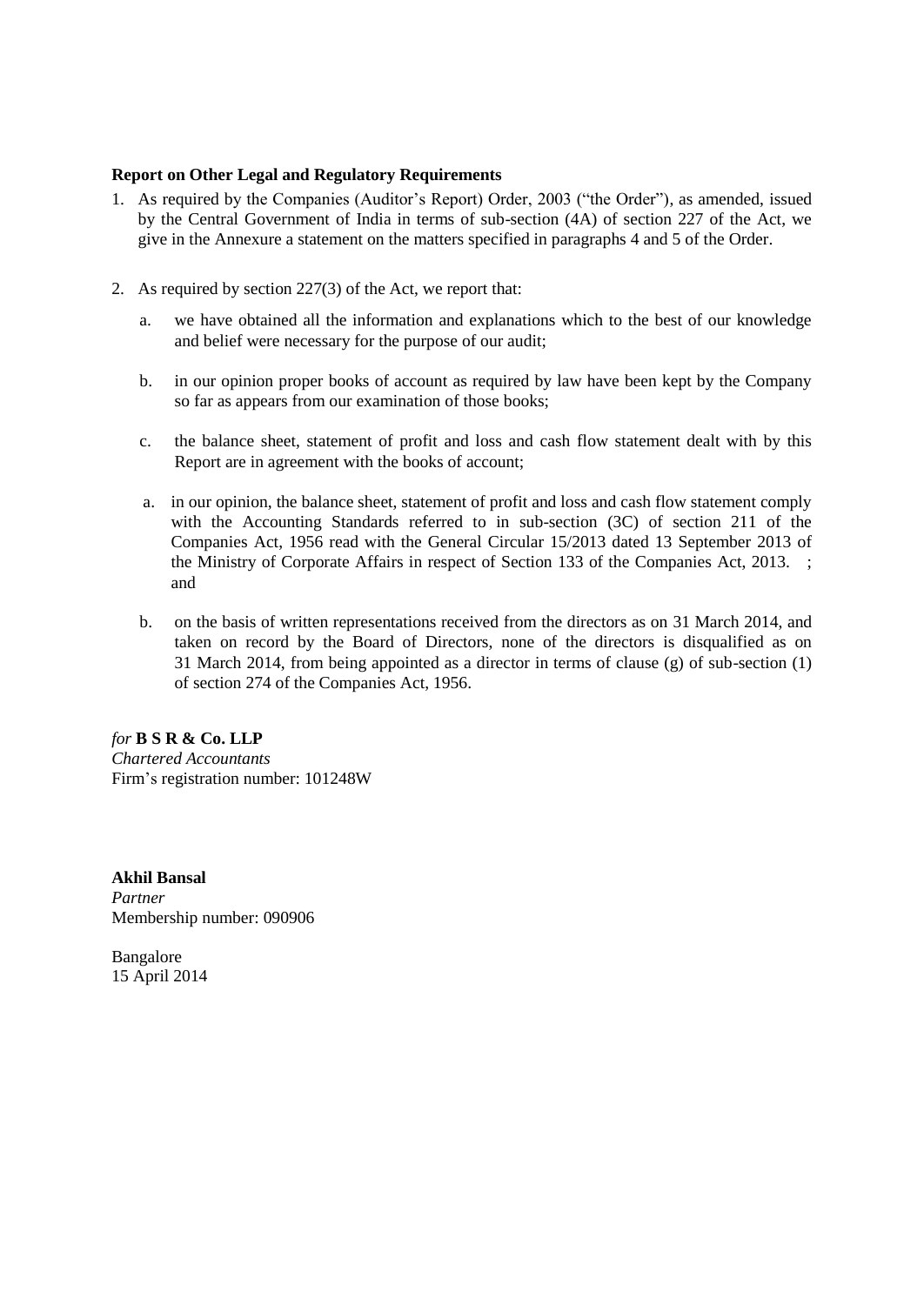**Report on Other Legal and Regulatory Requirements**

1. As required by the Companies (Auditor's Report) Order, 2003 ("the Order"), as amended, issued by the Central Government of India in terms of sub-section (4A) of section 227 of the Act, we give in the Annexure a statement on the matters specified in paragraphs 4 and 5 of the Order.

2. As required by section 227(3) of the Act, we report that:

   a. we have obtained all the information and explanations which to the best of our knowledge and belief were necessary for the purpose of our audit;

   b. in our opinion proper books of account as required by law have been kept by the Company so far as appears from our examination of those books;

   c. the balance sheet, statement of profit and loss and cash flow statement dealt with by this Report are in agreement with the books of account;

   a. in our opinion, the balance sheet, statement of profit and loss and cash flow statement comply with the Accounting Standards referred to in sub-section (3C) of section 211 of the Companies Act, 1956 read with the General Circular 15/2013 dated 13 September 2013 of the Ministry of Corporate Affairs in respect of Section 133 of the Companies Act, 2013. ; and

   b. on the basis of written representations received from the directors as on 31 March 2014, and taken on record by the Board of Directors, none of the directors is disqualified as on 31 March 2014, from being appointed as a director in terms of clause (g) of sub-section (1) of section 274 of the Companies Act, 1956.

*for* **B S R & Co. LLP**
*Chartered Accountants*
Firm's registration number: 101248W

**Akhil Bansal**
*Partner*
Membership number: 090906

Bangalore
15 April 2014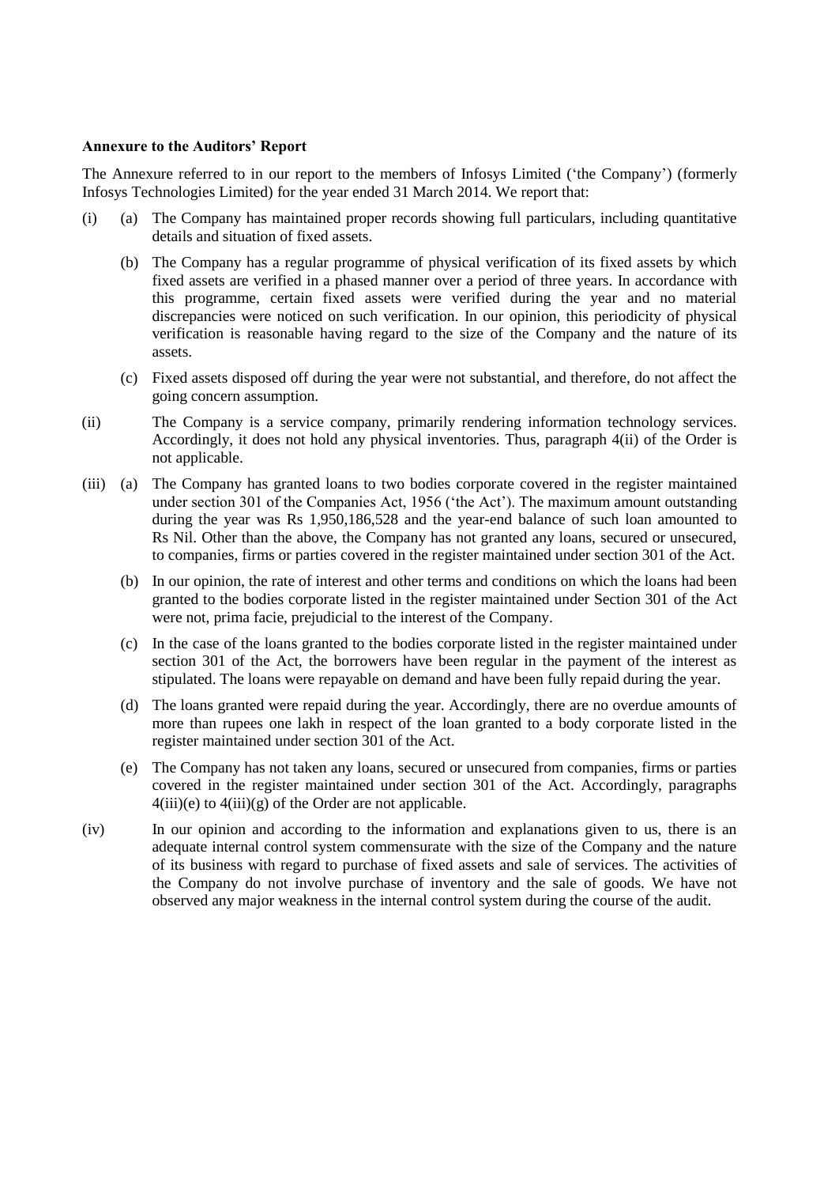**Annexure to the Auditors' Report**

The Annexure referred to in our report to the members of Infosys Limited ('the Company') (formerly Infosys Technologies Limited) for the year ended 31 March 2014. We report that:

(i) (a) The Company has maintained proper records showing full particulars, including quantitative details and situation of fixed assets.

(b) The Company has a regular programme of physical verification of its fixed assets by which fixed assets are verified in a phased manner over a period of three years. In accordance with this programme, certain fixed assets were verified during the year and no material discrepancies were noticed on such verification. In our opinion, this periodicity of physical verification is reasonable having regard to the size of the Company and the nature of its assets.

(c) Fixed assets disposed off during the year were not substantial, and therefore, do not affect the going concern assumption.

(ii) The Company is a service company, primarily rendering information technology services. Accordingly, it does not hold any physical inventories. Thus, paragraph 4(ii) of the Order is not applicable.

(iii) (a) The Company has granted loans to two bodies corporate covered in the register maintained under section 301 of the Companies Act, 1956 ('the Act'). The maximum amount outstanding during the year was Rs 1,950,186,528 and the year-end balance of such loan amounted to Rs Nil. Other than the above, the Company has not granted any loans, secured or unsecured, to companies, firms or parties covered in the register maintained under section 301 of the Act.

(b) In our opinion, the rate of interest and other terms and conditions on which the loans had been granted to the bodies corporate listed in the register maintained under Section 301 of the Act were not, prima facie, prejudicial to the interest of the Company.

(c) In the case of the loans granted to the bodies corporate listed in the register maintained under section 301 of the Act, the borrowers have been regular in the payment of the interest as stipulated. The loans were repayable on demand and have been fully repaid during the year.

(d) The loans granted were repaid during the year. Accordingly, there are no overdue amounts of more than rupees one lakh in respect of the loan granted to a body corporate listed in the register maintained under section 301 of the Act.

(e) The Company has not taken any loans, secured or unsecured from companies, firms or parties covered in the register maintained under section 301 of the Act. Accordingly, paragraphs 4(iii)(e) to 4(iii)(g) of the Order are not applicable.

(iv) In our opinion and according to the information and explanations given to us, there is an adequate internal control system commensurate with the size of the Company and the nature of its business with regard to purchase of fixed assets and sale of services. The activities of the Company do not involve purchase of inventory and the sale of goods. We have not observed any major weakness in the internal control system during the course of the audit.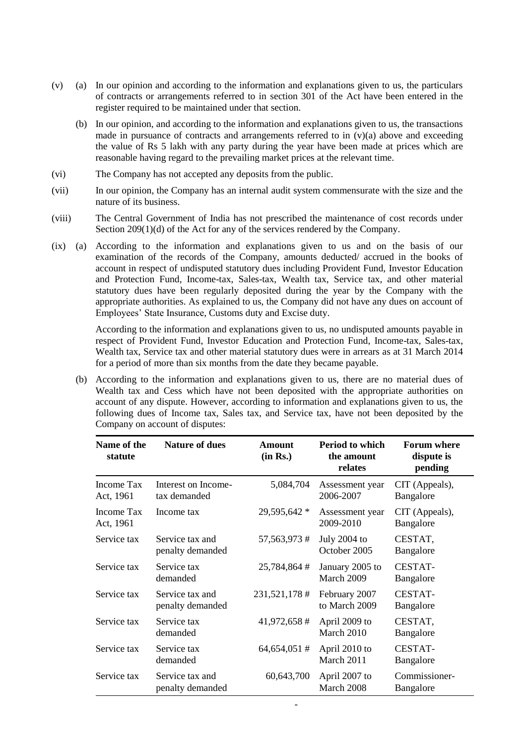(v) (a) In our opinion and according to the information and explanations given to us, the particulars of contracts or arrangements referred to in section 301 of the Act have been entered in the register required to be maintained under that section.

(b) In our opinion, and according to the information and explanations given to us, the transactions made in pursuance of contracts and arrangements referred to in (v)(a) above and exceeding the value of Rs 5 lakh with any party during the year have been made at prices which are reasonable having regard to the prevailing market prices at the relevant time.

(vi) The Company has not accepted any deposits from the public.

(vii) In our opinion, the Company has an internal audit system commensurate with the size and the nature of its business.

(viii) The Central Government of India has not prescribed the maintenance of cost records under Section 209(1)(d) of the Act for any of the services rendered by the Company.

(ix) (a) According to the information and explanations given to us and on the basis of our examination of the records of the Company, amounts deducted/ accrued in the books of account in respect of undisputed statutory dues including Provident Fund, Investor Education and Protection Fund, Income-tax, Sales-tax, Wealth tax, Service tax, and other material statutory dues have been regularly deposited during the year by the Company with the appropriate authorities. As explained to us, the Company did not have any dues on account of Employees' State Insurance, Customs duty and Excise duty.

According to the information and explanations given to us, no undisputed amounts payable in respect of Provident Fund, Investor Education and Protection Fund, Income-tax, Sales-tax, Wealth tax, Service tax and other material statutory dues were in arrears as at 31 March 2014 for a period of more than six months from the date they became payable.

(b) According to the information and explanations given to us, there are no material dues of Wealth tax and Cess which have not been deposited with the appropriate authorities on account of any dispute. However, according to information and explanations given to us, the following dues of Income tax, Sales tax, and Service tax, have not been deposited by the Company on account of disputes:

| Name of the statute | Nature of dues | Amount (in Rs.) | Period to which the amount relates | Forum where dispute is pending |
|---|---|---|---|---|
| Income Tax Act, 1961 | Interest on Income-tax demanded | 5,084,704 | Assessment year 2006-2007 | CIT (Appeals), Bangalore |
| Income Tax Act, 1961 | Income tax | 29,595,642 * | Assessment year 2009-2010 | CIT (Appeals), Bangalore |
| Service tax | Service tax and penalty demanded | 57,563,973 # | July 2004 to October 2005 | CESTAT, Bangalore |
| Service tax | Service tax demanded | 25,784,864 # | January 2005 to March 2009 | CESTAT-Bangalore |
| Service tax | Service tax and penalty demanded | 231,521,178 # | February 2007 to March 2009 | CESTAT-Bangalore |
| Service tax | Service tax demanded | 41,972,658 # | April 2009 to March 2010 | CESTAT, Bangalore |
| Service tax | Service tax demanded | 64,654,051 # | April 2010 to March 2011 | CESTAT-Bangalore |
| Service tax | Service tax and penalty demanded | 60,643,700 | April 2007 to March 2008 | Commissioner-Bangalore |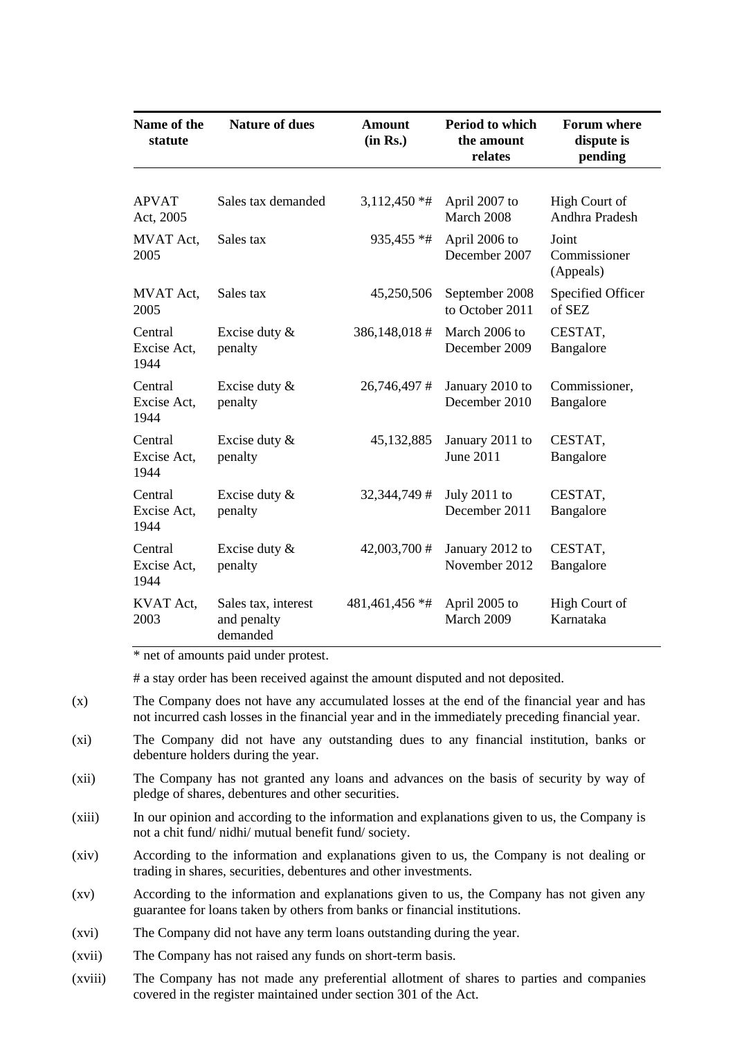| Name of the statute | Nature of dues | Amount (in Rs.) | Period to which the amount relates | Forum where dispute is pending |
|---|---|---|---|---|
| APVAT Act, 2005 | Sales tax demanded | 3,112,450 *# | April 2007 to March 2008 | High Court of Andhra Pradesh |
| MVAT Act, 2005 | Sales tax | 935,455 *# | April 2006 to December 2007 | Joint Commissioner (Appeals) |
| MVAT Act, 2005 | Sales tax | 45,250,506 | September 2008 to October 2011 | Specified Officer of SEZ |
| Central Excise Act, 1944 | Excise duty & penalty | 386,148,018 # | March 2006 to December 2009 | CESTAT, Bangalore |
| Central Excise Act, 1944 | Excise duty & penalty | 26,746,497 # | January 2010 to December 2010 | Commissioner, Bangalore |
| Central Excise Act, 1944 | Excise duty & penalty | 45,132,885 | January 2011 to June 2011 | CESTAT, Bangalore |
| Central Excise Act, 1944 | Excise duty & penalty | 32,344,749 # | July 2011 to December 2011 | CESTAT, Bangalore |
| Central Excise Act, 1944 | Excise duty & penalty | 42,003,700 # | January 2012 to November 2012 | CESTAT, Bangalore |
| KVAT Act, 2003 | Sales tax, interest and penalty demanded | 481,461,456 *# | April 2005 to March 2009 | High Court of Karnataka |

\* net of amounts paid under protest.

# a stay order has been received against the amount disputed and not deposited.

(x) The Company does not have any accumulated losses at the end of the financial year and has not incurred cash losses in the financial year and in the immediately preceding financial year.

(xi) The Company did not have any outstanding dues to any financial institution, banks or debenture holders during the year.

(xii) The Company has not granted any loans and advances on the basis of security by way of pledge of shares, debentures and other securities.

(xiii) In our opinion and according to the information and explanations given to us, the Company is not a chit fund/ nidhi/ mutual benefit fund/ society.

(xiv) According to the information and explanations given to us, the Company is not dealing or trading in shares, securities, debentures and other investments.

(xv) According to the information and explanations given to us, the Company has not given any guarantee for loans taken by others from banks or financial institutions.

(xvi) The Company did not have any term loans outstanding during the year.

(xvii) The Company has not raised any funds on short-term basis.

(xviii) The Company has not made any preferential allotment of shares to parties and companies covered in the register maintained under section 301 of the Act.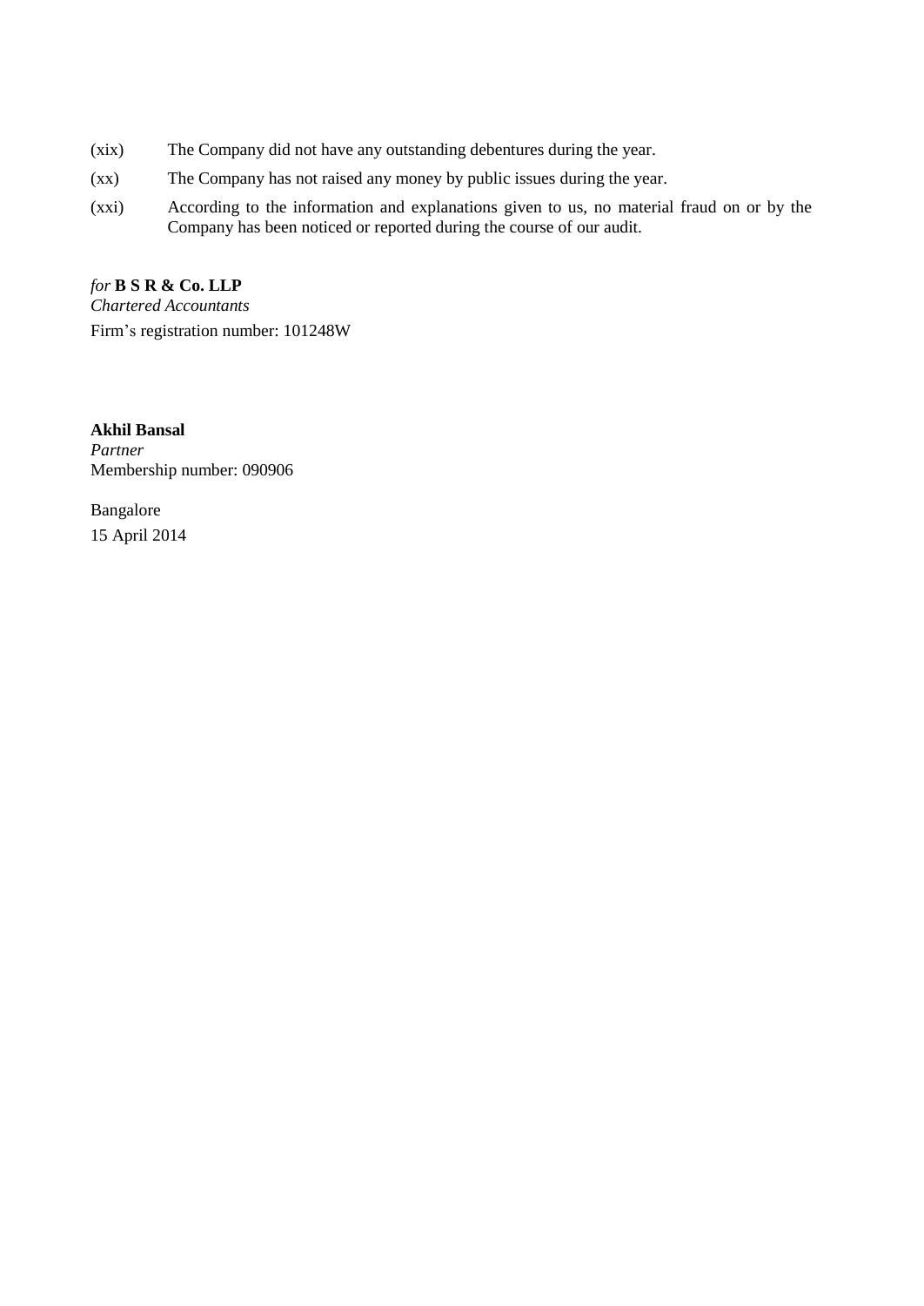(xix) The Company did not have any outstanding debentures during the year.

(xx) The Company has not raised any money by public issues during the year.

(xxi) According to the information and explanations given to us, no material fraud on or by the Company has been noticed or reported during the course of our audit.

*for* **B S R & Co. LLP**
*Chartered Accountants*
Firm's registration number: 101248W

**Akhil Bansal**
*Partner*
Membership number: 090906

Bangalore
15 April 2014